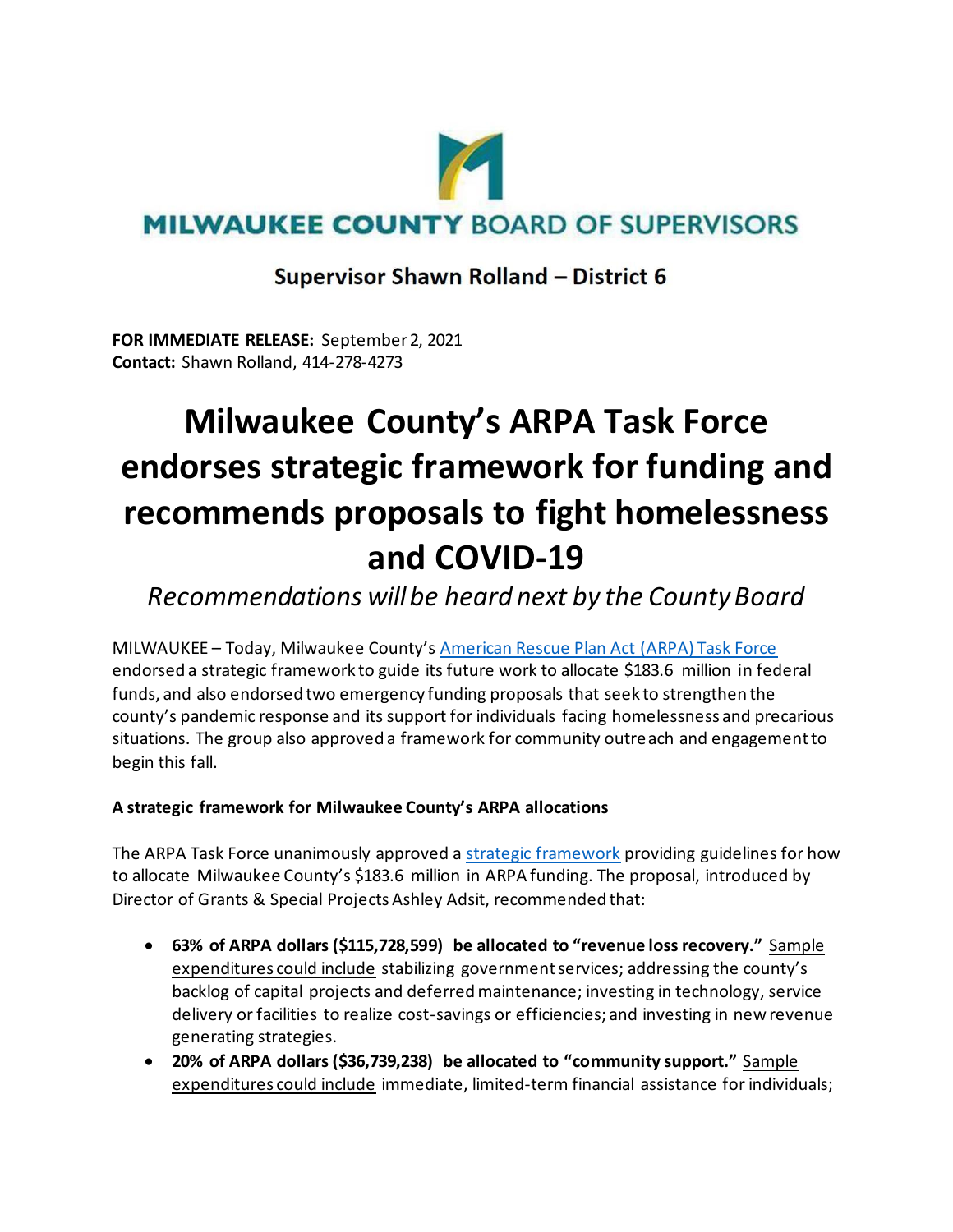MILWAUKEE COUNTY BOARD OF SUPERVISORS

**Supervisor Shawn Rolland – District 6**

**FOR IMMEDIATE RELEASE:** September 2, 2021
**Contact:** Shawn Rolland, 414-278-4273

# Milwaukee County's ARPA Task Force endorses strategic framework for funding and recommends proposals to fight homelessness and COVID-19

*Recommendations will be heard next by the County Board*

MILWAUKEE – Today, Milwaukee County's American Rescue Plan Act (ARPA) Task Force endorsed a strategic framework to guide its future work to allocate $183.6 million in federal funds, and also endorsed two emergency funding proposals that seek to strengthen the county's pandemic response and its support for individuals facing homelessness and precarious situations. The group also approved a framework for community outreach and engagement to begin this fall.

**A strategic framework for Milwaukee County's ARPA allocations**

The ARPA Task Force unanimously approved a strategic framework providing guidelines for how to allocate Milwaukee County's $183.6 million in ARPA funding. The proposal, introduced by Director of Grants & Special Projects Ashley Adsit, recommended that:

- **63% of ARPA dollars ($115,728,599) be allocated to "revenue loss recovery."** Sample expenditures could include stabilizing government services; addressing the county's backlog of capital projects and deferred maintenance; investing in technology, service delivery or facilities to realize cost-savings or efficiencies; and investing in new revenue generating strategies.
- **20% of ARPA dollars ($36,739,238) be allocated to "community support."** Sample expenditures could include immediate, limited-term financial assistance for individuals;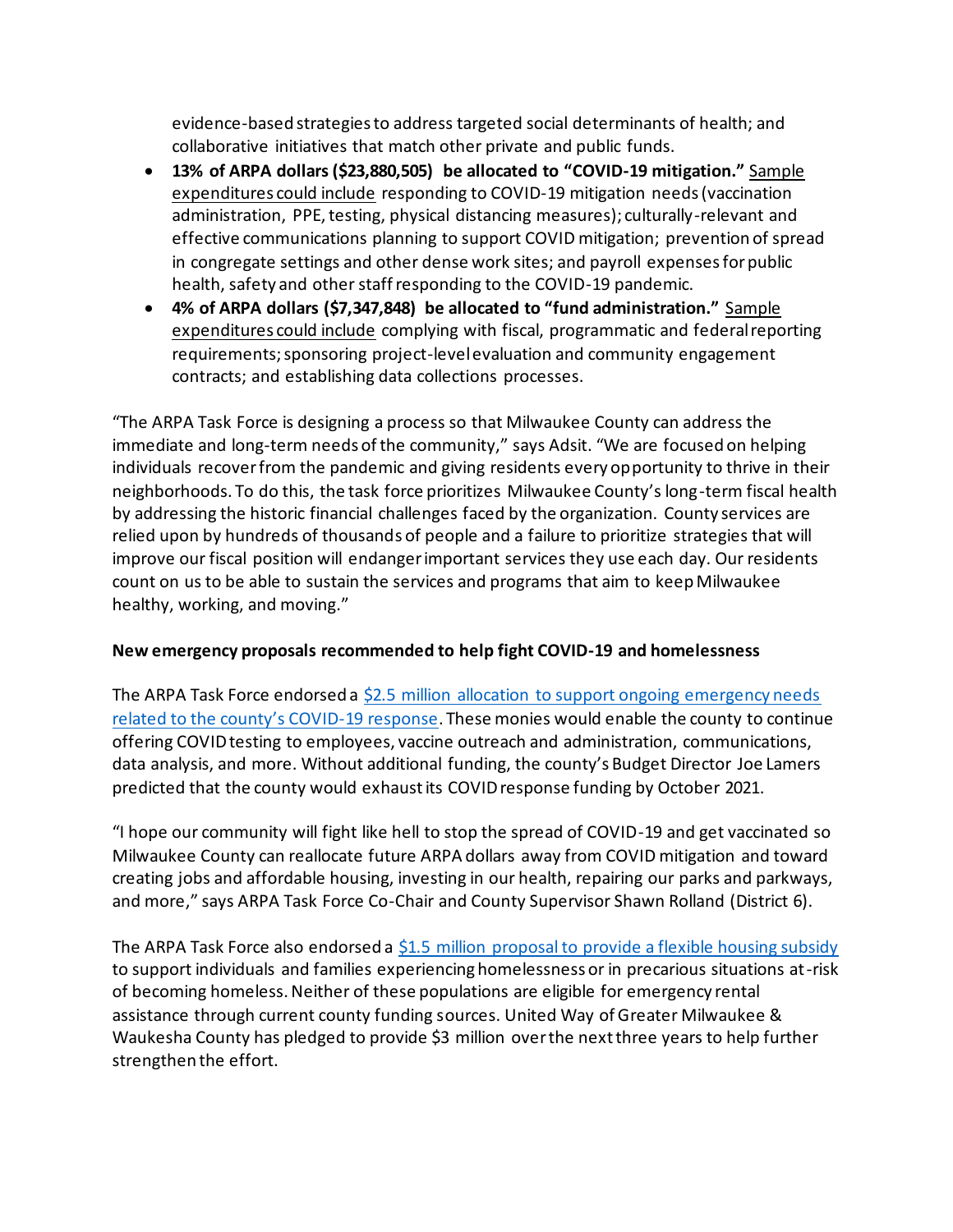evidence-based strategies to address targeted social determinants of health; and collaborative initiatives that match other private and public funds.

- **13% of ARPA dollars ($23,880,505) be allocated to "COVID-19 mitigation."** Sample expenditures could include responding to COVID-19 mitigation needs (vaccination administration, PPE, testing, physical distancing measures); culturally-relevant and effective communications planning to support COVID mitigation; prevention of spread in congregate settings and other dense work sites; and payroll expenses for public health, safety and other staff responding to the COVID-19 pandemic.
- **4% of ARPA dollars ($7,347,848) be allocated to "fund administration."** Sample expenditures could include complying with fiscal, programmatic and federal reporting requirements; sponsoring project-level evaluation and community engagement contracts; and establishing data collections processes.

"The ARPA Task Force is designing a process so that Milwaukee County can address the immediate and long-term needs of the community," says Adsit. "We are focused on helping individuals recover from the pandemic and giving residents every opportunity to thrive in their neighborhoods. To do this, the task force prioritizes Milwaukee County's long-term fiscal health by addressing the historic financial challenges faced by the organization. County services are relied upon by hundreds of thousands of people and a failure to prioritize strategies that will improve our fiscal position will endanger important services they use each day. Our residents count on us to be able to sustain the services and programs that aim to keep Milwaukee healthy, working, and moving."

**New emergency proposals recommended to help fight COVID-19 and homelessness**

The ARPA Task Force endorsed a $2.5 million allocation to support ongoing emergency needs related to the county's COVID-19 response. These monies would enable the county to continue offering COVID testing to employees, vaccine outreach and administration, communications, data analysis, and more. Without additional funding, the county's Budget Director Joe Lamers predicted that the county would exhaust its COVID response funding by October 2021.

"I hope our community will fight like hell to stop the spread of COVID-19 and get vaccinated so Milwaukee County can reallocate future ARPA dollars away from COVID mitigation and toward creating jobs and affordable housing, investing in our health, repairing our parks and parkways, and more," says ARPA Task Force Co-Chair and County Supervisor Shawn Rolland (District 6).

The ARPA Task Force also endorsed a $1.5 million proposal to provide a flexible housing subsidy to support individuals and families experiencing homelessness or in precarious situations at-risk of becoming homeless. Neither of these populations are eligible for emergency rental assistance through current county funding sources. United Way of Greater Milwaukee & Waukesha County has pledged to provide $3 million over the next three years to help further strengthen the effort.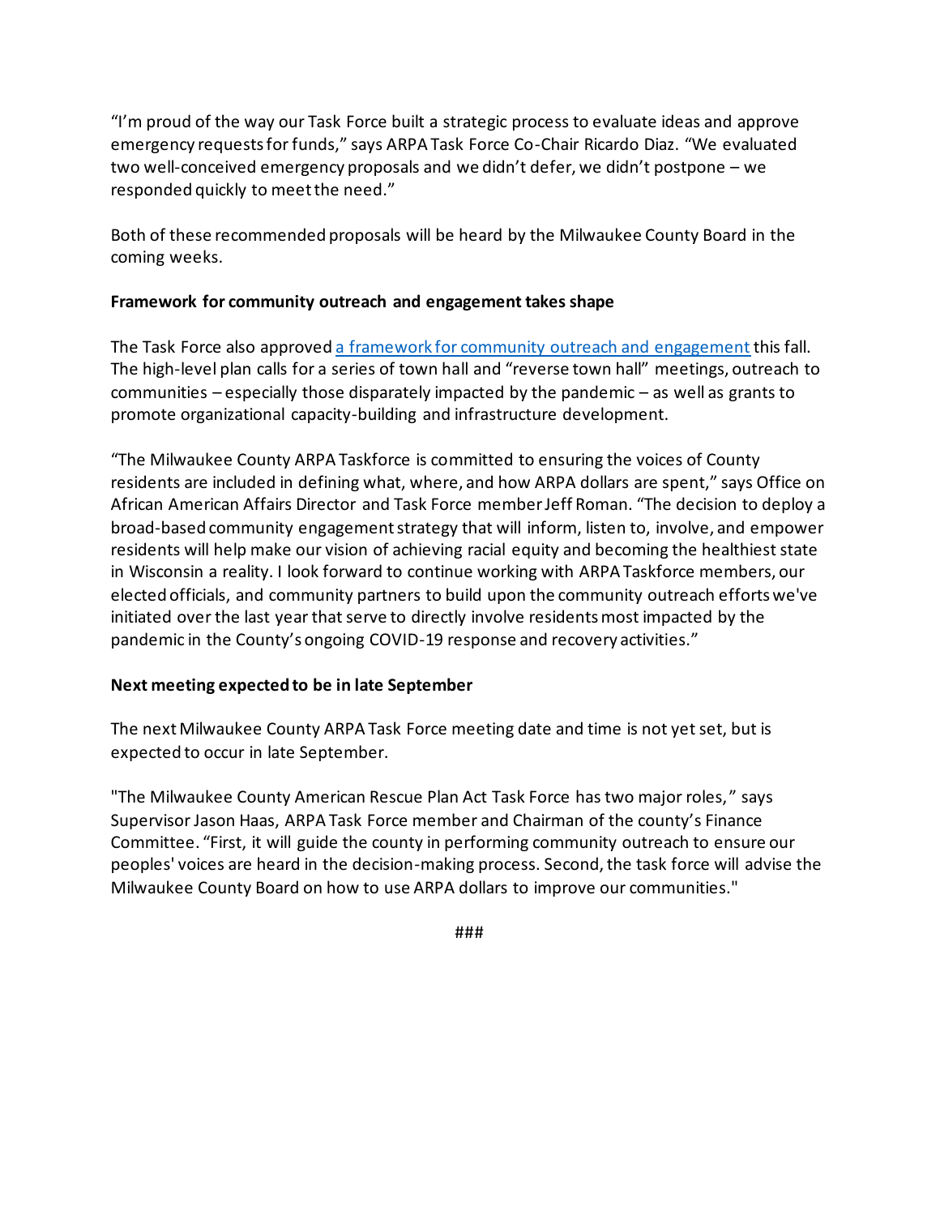"I'm proud of the way our Task Force built a strategic process to evaluate ideas and approve emergency requests for funds," says ARPA Task Force Co-Chair Ricardo Diaz. "We evaluated two well-conceived emergency proposals and we didn't defer, we didn't postpone – we responded quickly to meet the need."

Both of these recommended proposals will be heard by the Milwaukee County Board in the coming weeks.

**Framework for community outreach and engagement takes shape**

The Task Force also approved [a framework for community outreach and engagement](a framework for community outreach and engagement) this fall. The high-level plan calls for a series of town hall and "reverse town hall" meetings, outreach to communities – especially those disparately impacted by the pandemic – as well as grants to promote organizational capacity-building and infrastructure development.

"The Milwaukee County ARPA Taskforce is committed to ensuring the voices of County residents are included in defining what, where, and how ARPA dollars are spent," says Office on African American Affairs Director and Task Force member Jeff Roman. "The decision to deploy a broad-based community engagement strategy that will inform, listen to, involve, and empower residents will help make our vision of achieving racial equity and becoming the healthiest state in Wisconsin a reality. I look forward to continue working with ARPA Taskforce members, our elected officials, and community partners to build upon the community outreach efforts we've initiated over the last year that serve to directly involve residents most impacted by the pandemic in the County's ongoing COVID-19 response and recovery activities."

**Next meeting expected to be in late September**

The next Milwaukee County ARPA Task Force meeting date and time is not yet set, but is expected to occur in late September.

"The Milwaukee County American Rescue Plan Act Task Force has two major roles," says Supervisor Jason Haas, ARPA Task Force member and Chairman of the county's Finance Committee. "First, it will guide the county in performing community outreach to ensure our peoples' voices are heard in the decision-making process. Second, the task force will advise the Milwaukee County Board on how to use ARPA dollars to improve our communities."

###